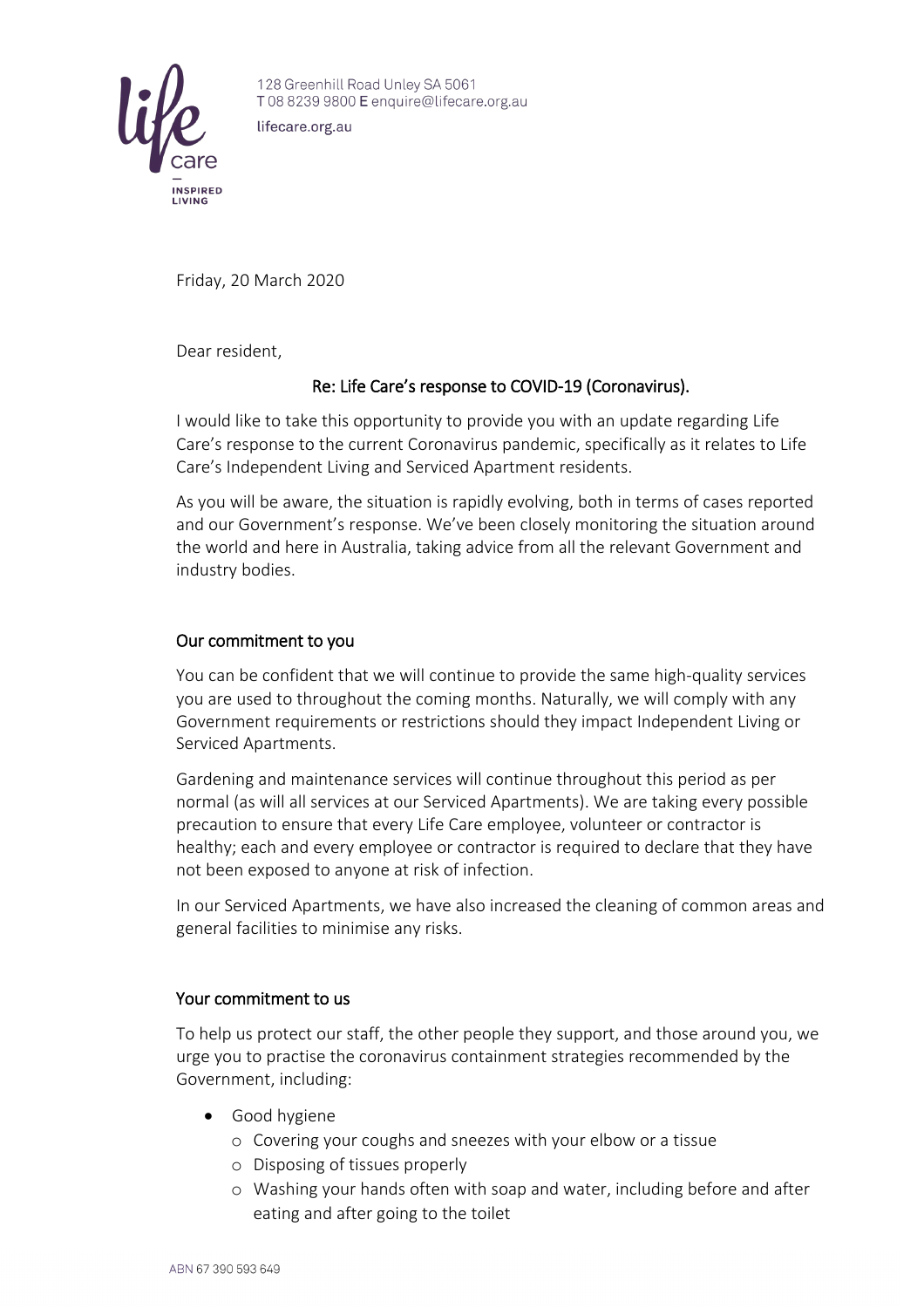128 Greenhill Road Unley SA 5061
T 08 8239 9800 E enquire@lifecare.org.au

lifecare.org.au

Friday, 20 March 2020

Dear resident,

**Re: Life Care's response to COVID-19 (Coronavirus).**

I would like to take this opportunity to provide you with an update regarding Life Care's response to the current Coronavirus pandemic, specifically as it relates to Life Care's Independent Living and Serviced Apartment residents.

As you will be aware, the situation is rapidly evolving, both in terms of cases reported and our Government's response. We've been closely monitoring the situation around the world and here in Australia, taking advice from all the relevant Government and industry bodies.

## Our commitment to you

You can be confident that we will continue to provide the same high-quality services you are used to throughout the coming months. Naturally, we will comply with any Government requirements or restrictions should they impact Independent Living or Serviced Apartments.

Gardening and maintenance services will continue throughout this period as per normal (as will all services at our Serviced Apartments). We are taking every possible precaution to ensure that every Life Care employee, volunteer or contractor is healthy; each and every employee or contractor is required to declare that they have not been exposed to anyone at risk of infection.

In our Serviced Apartments, we have also increased the cleaning of common areas and general facilities to minimise any risks.

## Your commitment to us

To help us protect our staff, the other people they support, and those around you, we urge you to practise the coronavirus containment strategies recommended by the Government, including:

- Good hygiene
  - Covering your coughs and sneezes with your elbow or a tissue
  - Disposing of tissues properly
  - Washing your hands often with soap and water, including before and after eating and after going to the toilet

ABN 67 390 593 649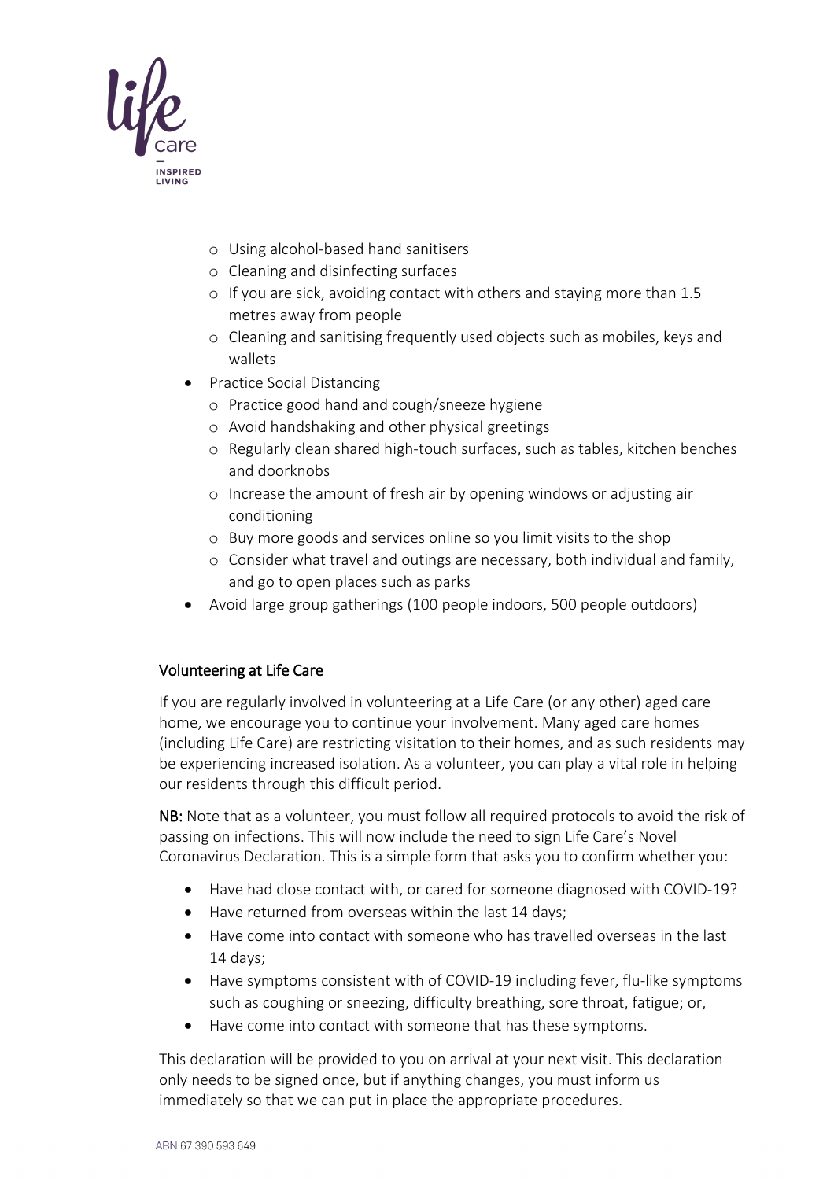- Using alcohol-based hand sanitisers
  - Cleaning and disinfecting surfaces
  - If you are sick, avoiding contact with others and staying more than 1.5 metres away from people
  - Cleaning and sanitising frequently used objects such as mobiles, keys and wallets
- Practice Social Distancing
  - Practice good hand and cough/sneeze hygiene
  - Avoid handshaking and other physical greetings
  - Regularly clean shared high-touch surfaces, such as tables, kitchen benches and doorknobs
  - Increase the amount of fresh air by opening windows or adjusting air conditioning
  - Buy more goods and services online so you limit visits to the shop
  - Consider what travel and outings are necessary, both individual and family, and go to open places such as parks
- Avoid large group gatherings (100 people indoors, 500 people outdoors)

## Volunteering at Life Care

If you are regularly involved in volunteering at a Life Care (or any other) aged care home, we encourage you to continue your involvement. Many aged care homes (including Life Care) are restricting visitation to their homes, and as such residents may be experiencing increased isolation. As a volunteer, you can play a vital role in helping our residents through this difficult period.

**NB:** Note that as a volunteer, you must follow all required protocols to avoid the risk of passing on infections. This will now include the need to sign Life Care's Novel Coronavirus Declaration. This is a simple form that asks you to confirm whether you:

- Have had close contact with, or cared for someone diagnosed with COVID-19?
- Have returned from overseas within the last 14 days;
- Have come into contact with someone who has travelled overseas in the last 14 days;
- Have symptoms consistent with of COVID-19 including fever, flu-like symptoms such as coughing or sneezing, difficulty breathing, sore throat, fatigue; or,
- Have come into contact with someone that has these symptoms.

This declaration will be provided to you on arrival at your next visit. This declaration only needs to be signed once, but if anything changes, you must inform us immediately so that we can put in place the appropriate procedures.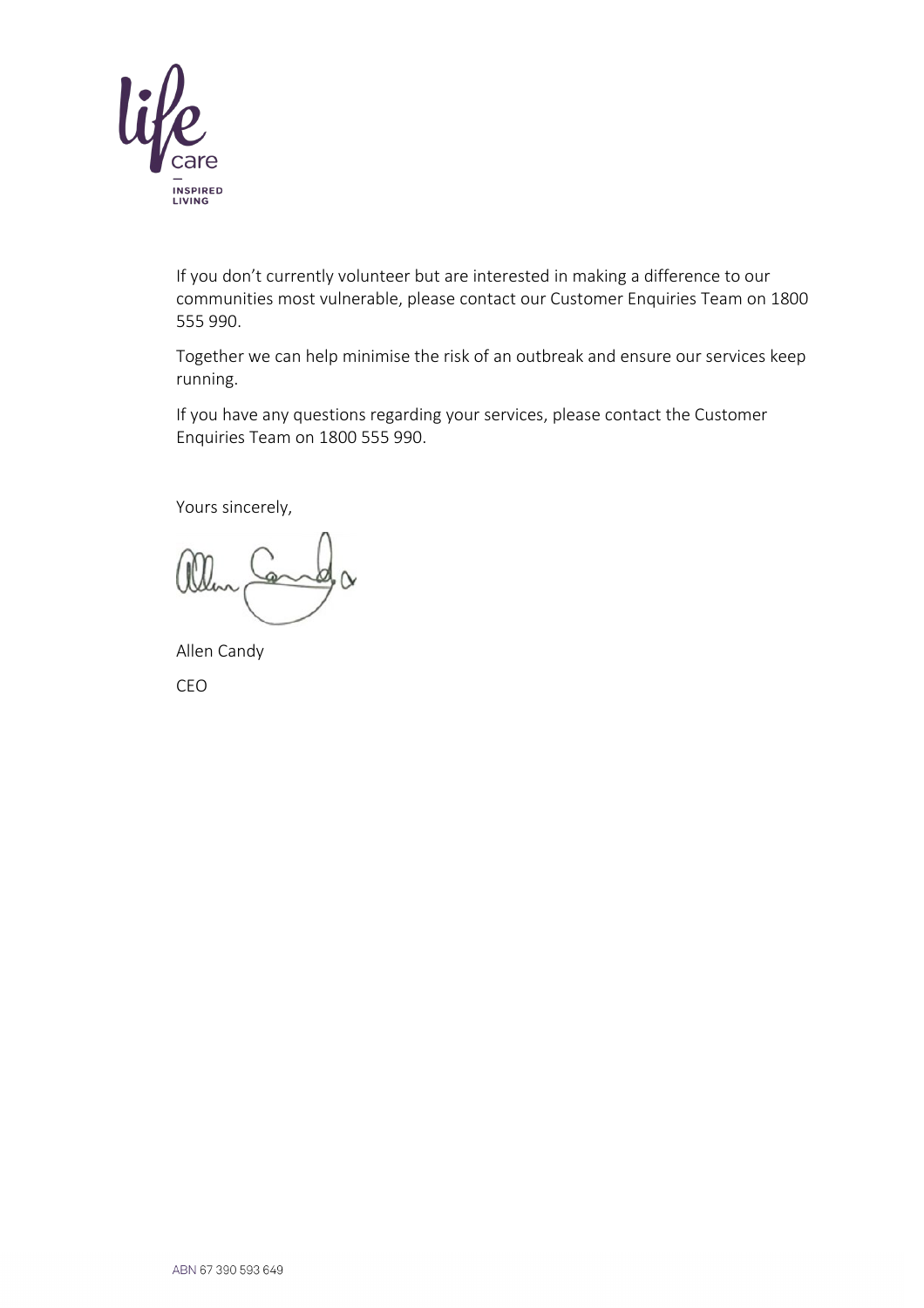If you don't currently volunteer but are interested in making a difference to our communities most vulnerable, please contact our Customer Enquiries Team on 1800 555 990.

Together we can help minimise the risk of an outbreak and ensure our services keep running.

If you have any questions regarding your services, please contact the Customer Enquiries Team on 1800 555 990.

Yours sincerely,

Allen Candy

CEO

ABN 67 390 593 649